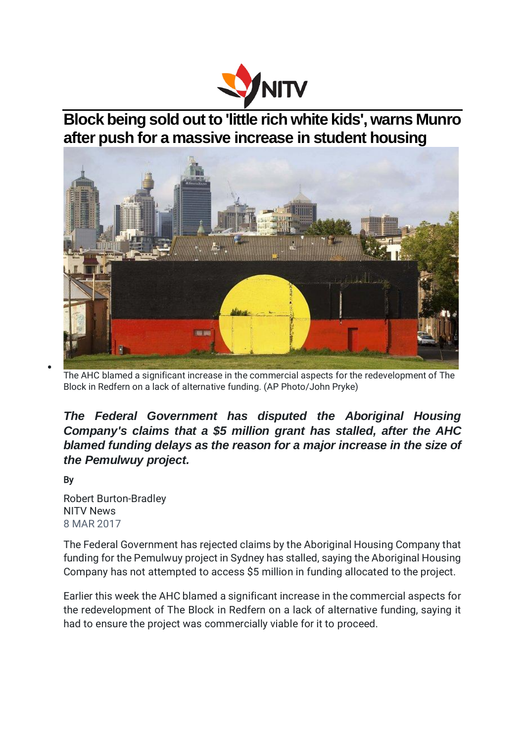# Block being sold out to 'little rich white kids', warns Munro after push for a massive increase in student housing

The AHC blamed a significant increase in the commercial aspects for the redevelopment of The Block in Redfern on a lack of alternative funding. (AP Photo/John Pryke)

***The Federal Government has disputed the Aboriginal Housing Company's claims that a $5 million grant has stalled, after the AHC blamed funding delays as the reason for a major increase in the size of the Pemulwuy project.***

By

Robert Burton-Bradley
NITV News
8 MAR 2017

The Federal Government has rejected claims by the Aboriginal Housing Company that funding for the Pemulwuy project in Sydney has stalled, saying the Aboriginal Housing Company has not attempted to access $5 million in funding allocated to the project.

Earlier this week the AHC blamed a significant increase in the commercial aspects for the redevelopment of The Block in Redfern on a lack of alternative funding, saying it had to ensure the project was commercially viable for it to proceed.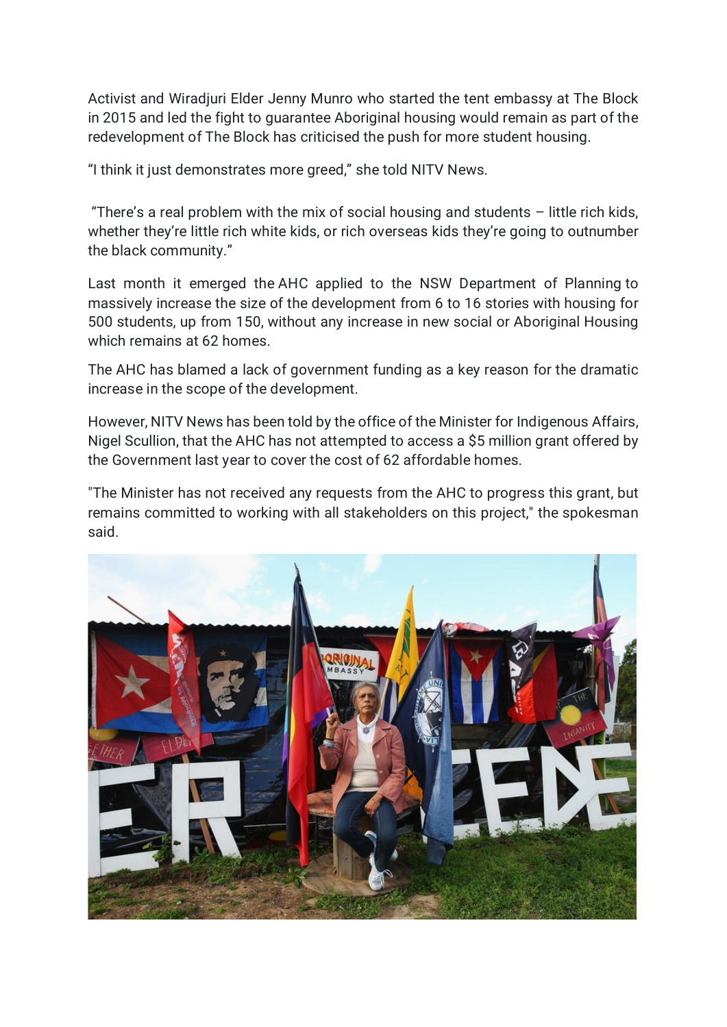Activist and Wiradjuri Elder Jenny Munro who started the tent embassy at The Block in 2015 and led the fight to guarantee Aboriginal housing would remain as part of the redevelopment of The Block has criticised the push for more student housing.

"I think it just demonstrates more greed," she told NITV News.

"There's a real problem with the mix of social housing and students – little rich kids, whether they're little rich white kids, or rich overseas kids they're going to outnumber the black community."

Last month it emerged the AHC applied to the NSW Department of Planning to massively increase the size of the development from 6 to 16 stories with housing for 500 students, up from 150, without any increase in new social or Aboriginal Housing which remains at 62 homes.

The AHC has blamed a lack of government funding as a key reason for the dramatic increase in the scope of the development.

However, NITV News has been told by the office of the Minister for Indigenous Affairs, Nigel Scullion, that the AHC has not attempted to access a $5 million grant offered by the Government last year to cover the cost of 62 affordable homes.

"The Minister has not received any requests from the AHC to progress this grant, but remains committed to working with all stakeholders on this project," the spokesman said.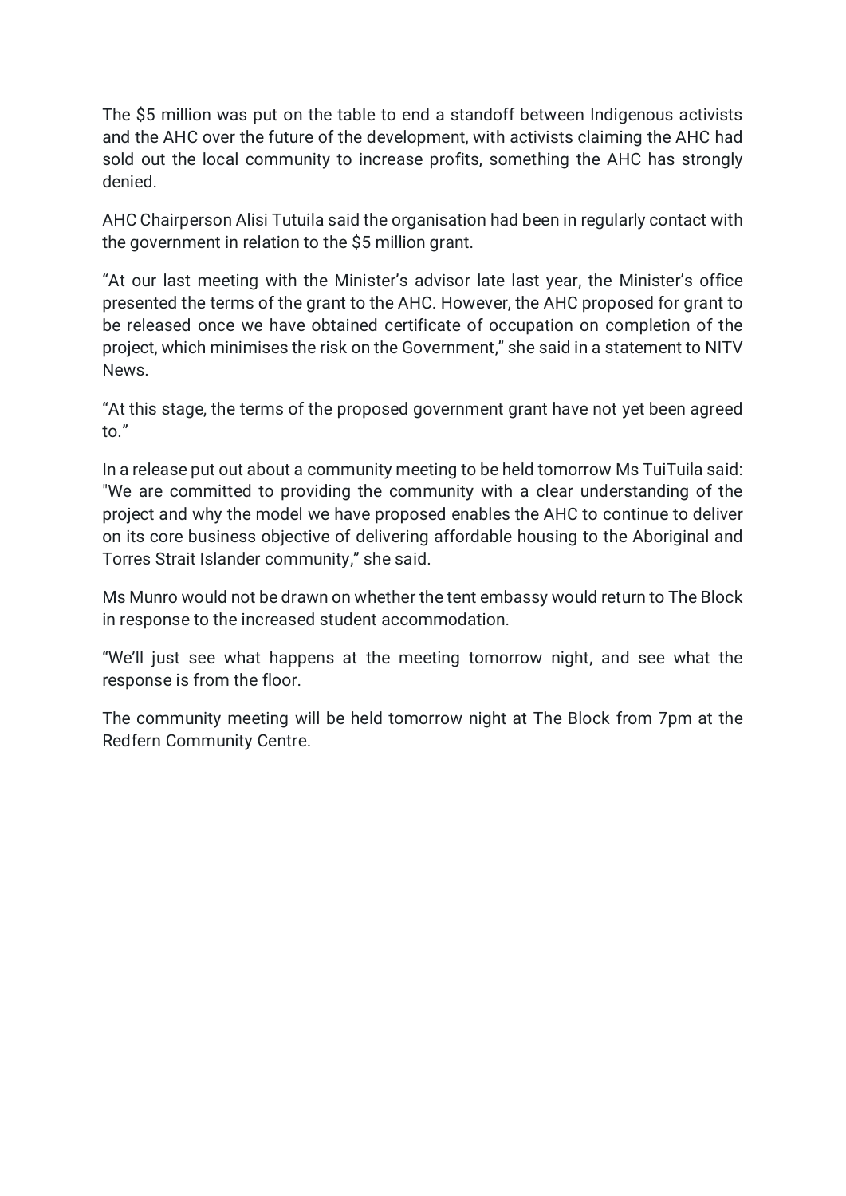The $5 million was put on the table to end a standoff between Indigenous activists and the AHC over the future of the development, with activists claiming the AHC had sold out the local community to increase profits, something the AHC has strongly denied.

AHC Chairperson Alisi Tutuila said the organisation had been in regularly contact with the government in relation to the $5 million grant.

“At our last meeting with the Minister’s advisor late last year, the Minister’s office presented the terms of the grant to the AHC. However, the AHC proposed for grant to be released once we have obtained certificate of occupation on completion of the project, which minimises the risk on the Government,” she said in a statement to NITV News.

“At this stage, the terms of the proposed government grant have not yet been agreed to.”

In a release put out about a community meeting to be held tomorrow Ms TuiTuila said: "We are committed to providing the community with a clear understanding of the project and why the model we have proposed enables the AHC to continue to deliver on its core business objective of delivering affordable housing to the Aboriginal and Torres Strait Islander community,” she said.

Ms Munro would not be drawn on whether the tent embassy would return to The Block in response to the increased student accommodation.

“We’ll just see what happens at the meeting tomorrow night, and see what the response is from the floor.

The community meeting will be held tomorrow night at The Block from 7pm at the Redfern Community Centre.